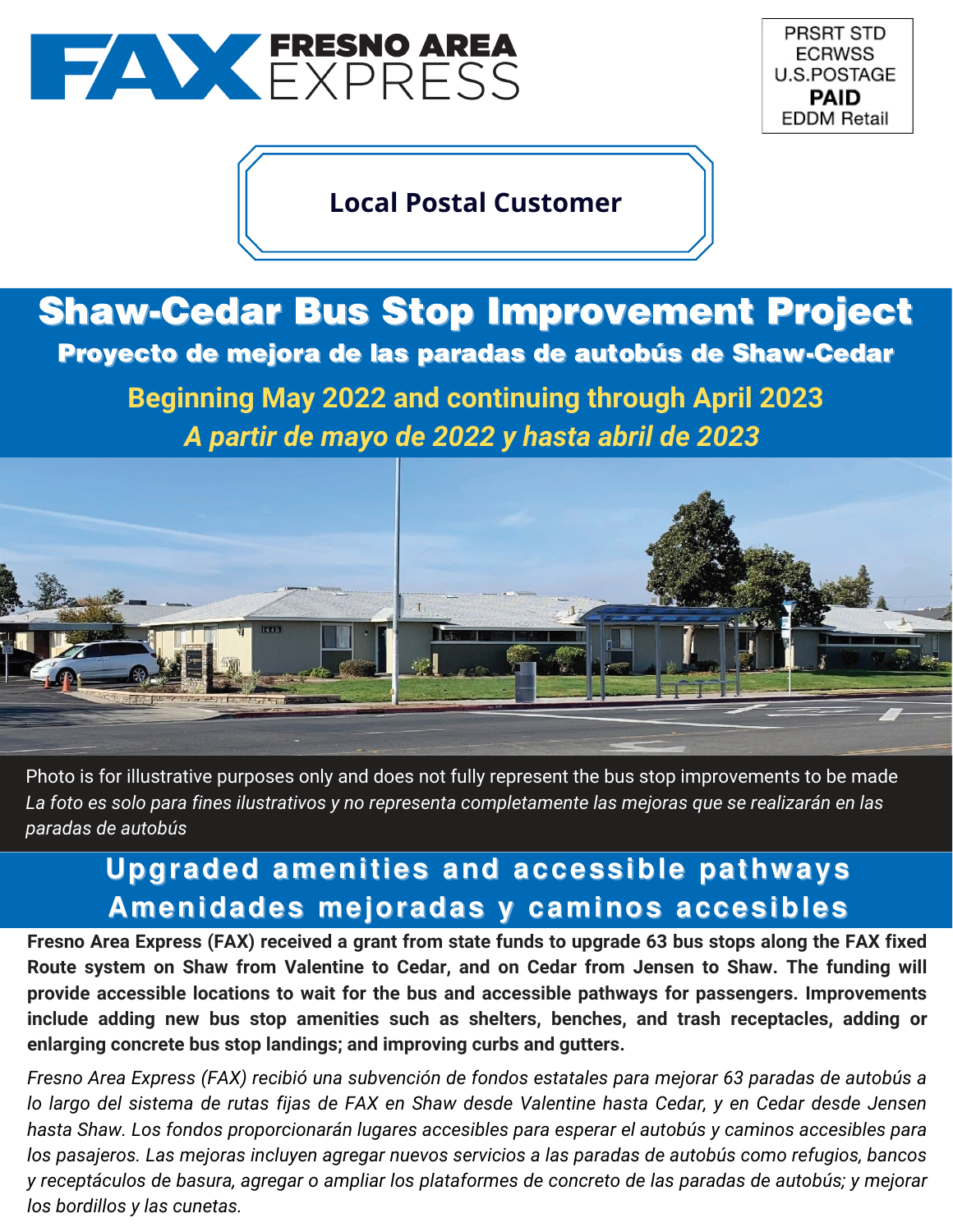FAX FRESNO AREA EXPRESS

PRSRT STD
ECRWSS
U.S.POSTAGE
**PAID**
EDDM Retail

**Local Postal Customer**

# Shaw-Cedar Bus Stop Improvement Project

## Proyecto de mejora de las paradas de autobús de Shaw-Cedar

**Beginning May 2022 and continuing through April 2023**

***A partir de mayo de 2022 y hasta abril de 2023***

Photo is for illustrative purposes only and does not fully represent the bus stop improvements to be made

*La foto es solo para fines ilustrativos y no representa completamente las mejoras que se realizarán en las paradas de autobús*

## Upgraded amenities and accessible pathways

## Amenidades mejoradas y caminos accesibles

**Fresno Area Express (FAX) received a grant from state funds to upgrade 63 bus stops along the FAX fixed Route system on Shaw from Valentine to Cedar, and on Cedar from Jensen to Shaw. The funding will provide accessible locations to wait for the bus and accessible pathways for passengers. Improvements include adding new bus stop amenities such as shelters, benches, and trash receptacles, adding or enlarging concrete bus stop landings; and improving curbs and gutters.**

*Fresno Area Express (FAX) recibió una subvención de fondos estatales para mejorar 63 paradas de autobús a lo largo del sistema de rutas fijas de FAX en Shaw desde Valentine hasta Cedar, y en Cedar desde Jensen hasta Shaw. Los fondos proporcionarán lugares accesibles para esperar el autobús y caminos accesibles para los pasajeros. Las mejoras incluyen agregar nuevos servicios a las paradas de autobús como refugios, bancos y receptáculos de basura, agregar o ampliar los plataformes de concreto de las paradas de autobús; y mejorar los bordillos y las cunetas.*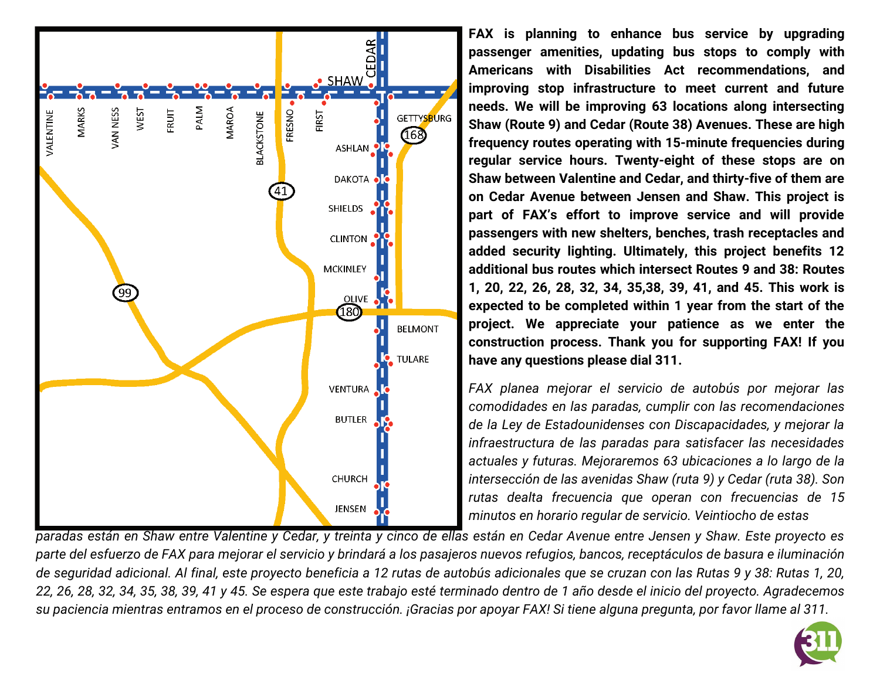VALENTINE
MARKS
VAN NESS
WEST
FRUIT
PALM
MAROA
BLACKSTONE
FRESNO
FIRST
SHAW
CEDAR
GETTYSBURG
168
ASHLAN
DAKOTA
41
SHIELDS
CLINTON
MCKINLEY
99
OLIVE
180
BELMONT
TULARE
VENTURA
BUTLER
CHURCH
JENSEN

**FAX is planning to enhance bus service by upgrading passenger amenities, updating bus stops to comply with Americans with Disabilities Act recommendations, and improving stop infrastructure to meet current and future needs. We will be improving 63 locations along intersecting Shaw (Route 9) and Cedar (Route 38) Avenues. These are high frequency routes operating with 15-minute frequencies during regular service hours. Twenty-eight of these stops are on Shaw between Valentine and Cedar, and thirty-five of them are on Cedar Avenue between Jensen and Shaw. This project is part of FAX's effort to improve service and will provide passengers with new shelters, benches, trash receptacles and added security lighting. Ultimately, this project benefits 12 additional bus routes which intersect Routes 9 and 38: Routes 1, 20, 22, 26, 28, 32, 34, 35,38, 39, 41, and 45. This work is expected to be completed within 1 year from the start of the project. We appreciate your patience as we enter the construction process. Thank you for supporting FAX! If you have any questions please dial 311.**

*FAX planea mejorar el servicio de autobús por mejorar las comodidades en las paradas, cumplir con las recomendaciones de la Ley de Estadounidenses con Discapacidades, y mejorar la infraestructura de las paradas para satisfacer las necesidades actuales y futuras. Mejoraremos 63 ubicaciones a lo largo de la intersección de las avenidas Shaw (ruta 9) y Cedar (ruta 38). Son rutas dealta frecuencia que operan con frecuencias de 15 minutos en horario regular de servicio. Veintiocho de estas paradas están en Shaw entre Valentine y Cedar, y treinta y cinco de ellas están en Cedar Avenue entre Jensen y Shaw. Este proyecto es parte del esfuerzo de FAX para mejorar el servicio y brindará a los pasajeros nuevos refugios, bancos, receptáculos de basura e iluminación de seguridad adicional. Al final, este proyecto beneficia a 12 rutas de autobús adicionales que se cruzan con las Rutas 9 y 38: Rutas 1, 20, 22, 26, 28, 32, 34, 35, 38, 39, 41 y 45. Se espera que este trabajo esté terminado dentro de 1 año desde el inicio del proyecto. Agradecemos su paciencia mientras entramos en el proceso de construcción. ¡Gracias por apoyar FAX! Si tiene alguna pregunta, por favor llame al 311.*

311